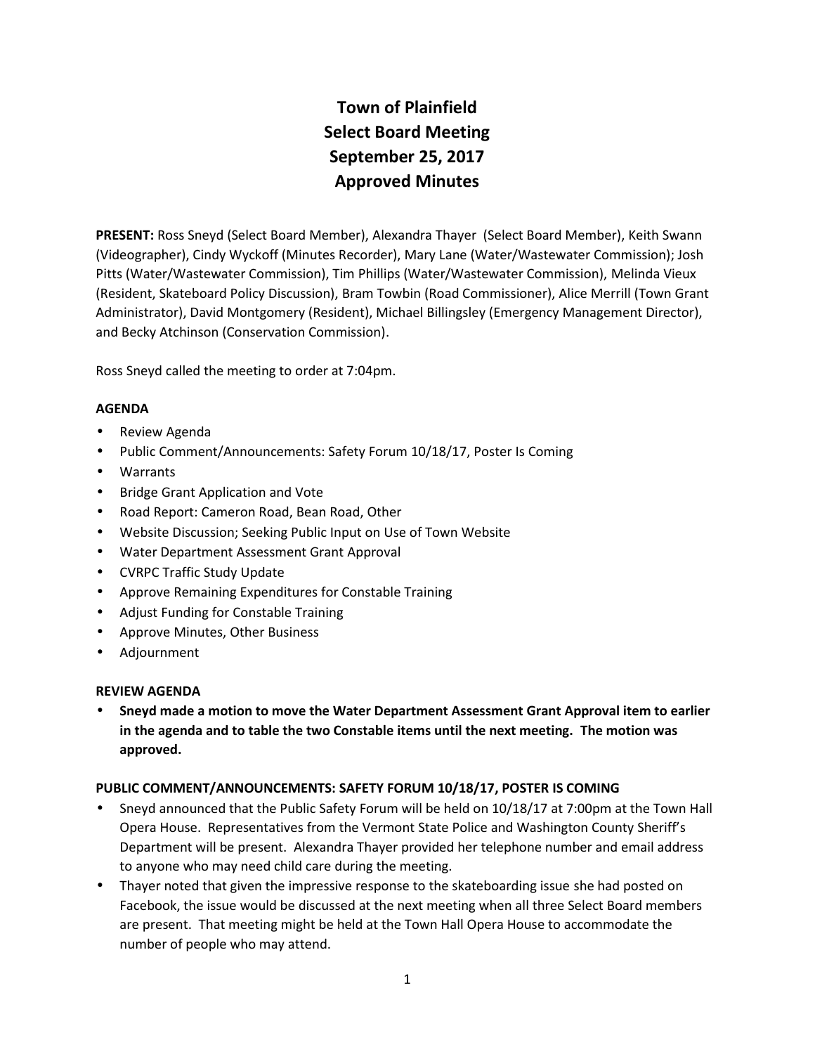# Town of Plainfield
# Select Board Meeting
# September 25, 2017
# Approved Minutes

**PRESENT:** Ross Sneyd (Select Board Member), Alexandra Thayer (Select Board Member), Keith Swann (Videographer), Cindy Wyckoff (Minutes Recorder), Mary Lane (Water/Wastewater Commission); Josh Pitts (Water/Wastewater Commission), Tim Phillips (Water/Wastewater Commission), Melinda Vieux (Resident, Skateboard Policy Discussion), Bram Towbin (Road Commissioner), Alice Merrill (Town Grant Administrator), David Montgomery (Resident), Michael Billingsley (Emergency Management Director), and Becky Atchinson (Conservation Commission).

Ross Sneyd called the meeting to order at 7:04pm.

### AGENDA

- Review Agenda
- Public Comment/Announcements: Safety Forum 10/18/17, Poster Is Coming
- Warrants
- Bridge Grant Application and Vote
- Road Report: Cameron Road, Bean Road, Other
- Website Discussion; Seeking Public Input on Use of Town Website
- Water Department Assessment Grant Approval
- CVRPC Traffic Study Update
- Approve Remaining Expenditures for Constable Training
- Adjust Funding for Constable Training
- Approve Minutes, Other Business
- Adjournment

### REVIEW AGENDA

- **Sneyd made a motion to move the Water Department Assessment Grant Approval item to earlier in the agenda and to table the two Constable items until the next meeting. The motion was approved.**

### PUBLIC COMMENT/ANNOUNCEMENTS: SAFETY FORUM 10/18/17, POSTER IS COMING

- Sneyd announced that the Public Safety Forum will be held on 10/18/17 at 7:00pm at the Town Hall Opera House. Representatives from the Vermont State Police and Washington County Sheriff's Department will be present. Alexandra Thayer provided her telephone number and email address to anyone who may need child care during the meeting.
- Thayer noted that given the impressive response to the skateboarding issue she had posted on Facebook, the issue would be discussed at the next meeting when all three Select Board members are present. That meeting might be held at the Town Hall Opera House to accommodate the number of people who may attend.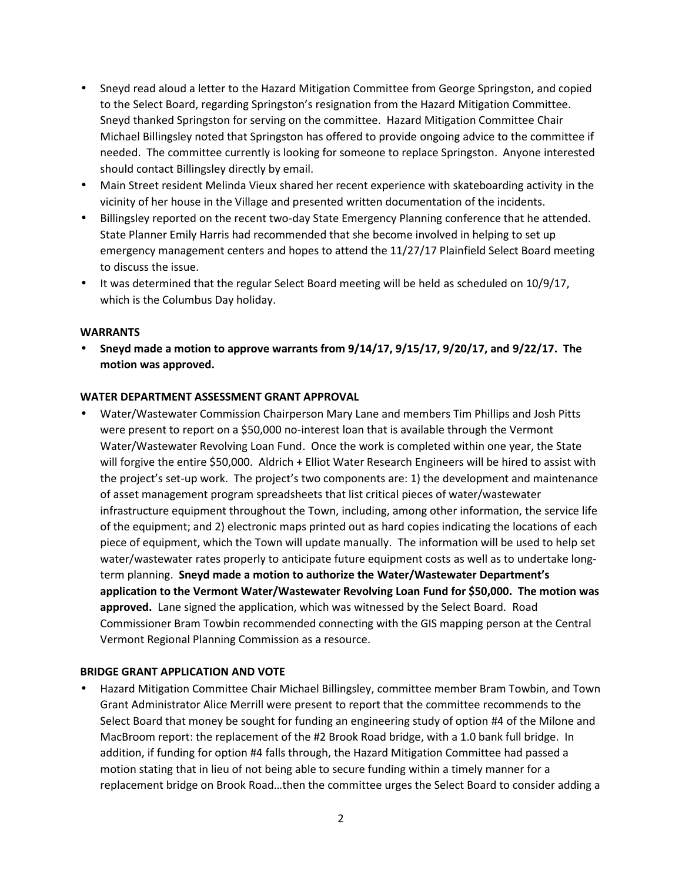- Sneyd read aloud a letter to the Hazard Mitigation Committee from George Springston, and copied to the Select Board, regarding Springston's resignation from the Hazard Mitigation Committee. Sneyd thanked Springston for serving on the committee. Hazard Mitigation Committee Chair Michael Billingsley noted that Springston has offered to provide ongoing advice to the committee if needed. The committee currently is looking for someone to replace Springston. Anyone interested should contact Billingsley directly by email.
- Main Street resident Melinda Vieux shared her recent experience with skateboarding activity in the vicinity of her house in the Village and presented written documentation of the incidents.
- Billingsley reported on the recent two-day State Emergency Planning conference that he attended. State Planner Emily Harris had recommended that she become involved in helping to set up emergency management centers and hopes to attend the 11/27/17 Plainfield Select Board meeting to discuss the issue.
- It was determined that the regular Select Board meeting will be held as scheduled on 10/9/17, which is the Columbus Day holiday.

**WARRANTS**

- **Sneyd made a motion to approve warrants from 9/14/17, 9/15/17, 9/20/17, and 9/22/17. The motion was approved.**

**WATER DEPARTMENT ASSESSMENT GRANT APPROVAL**

- Water/Wastewater Commission Chairperson Mary Lane and members Tim Phillips and Josh Pitts were present to report on a $50,000 no-interest loan that is available through the Vermont Water/Wastewater Revolving Loan Fund. Once the work is completed within one year, the State will forgive the entire $50,000. Aldrich + Elliot Water Research Engineers will be hired to assist with the project's set-up work. The project's two components are: 1) the development and maintenance of asset management program spreadsheets that list critical pieces of water/wastewater infrastructure equipment throughout the Town, including, among other information, the service life of the equipment; and 2) electronic maps printed out as hard copies indicating the locations of each piece of equipment, which the Town will update manually. The information will be used to help set water/wastewater rates properly to anticipate future equipment costs as well as to undertake long-term planning. **Sneyd made a motion to authorize the Water/Wastewater Department's application to the Vermont Water/Wastewater Revolving Loan Fund for $50,000. The motion was approved.** Lane signed the application, which was witnessed by the Select Board. Road Commissioner Bram Towbin recommended connecting with the GIS mapping person at the Central Vermont Regional Planning Commission as a resource.

**BRIDGE GRANT APPLICATION AND VOTE**

- Hazard Mitigation Committee Chair Michael Billingsley, committee member Bram Towbin, and Town Grant Administrator Alice Merrill were present to report that the committee recommends to the Select Board that money be sought for funding an engineering study of option #4 of the Milone and MacBroom report: the replacement of the #2 Brook Road bridge, with a 1.0 bank full bridge. In addition, if funding for option #4 falls through, the Hazard Mitigation Committee had passed a motion stating that in lieu of not being able to secure funding within a timely manner for a replacement bridge on Brook Road…then the committee urges the Select Board to consider adding a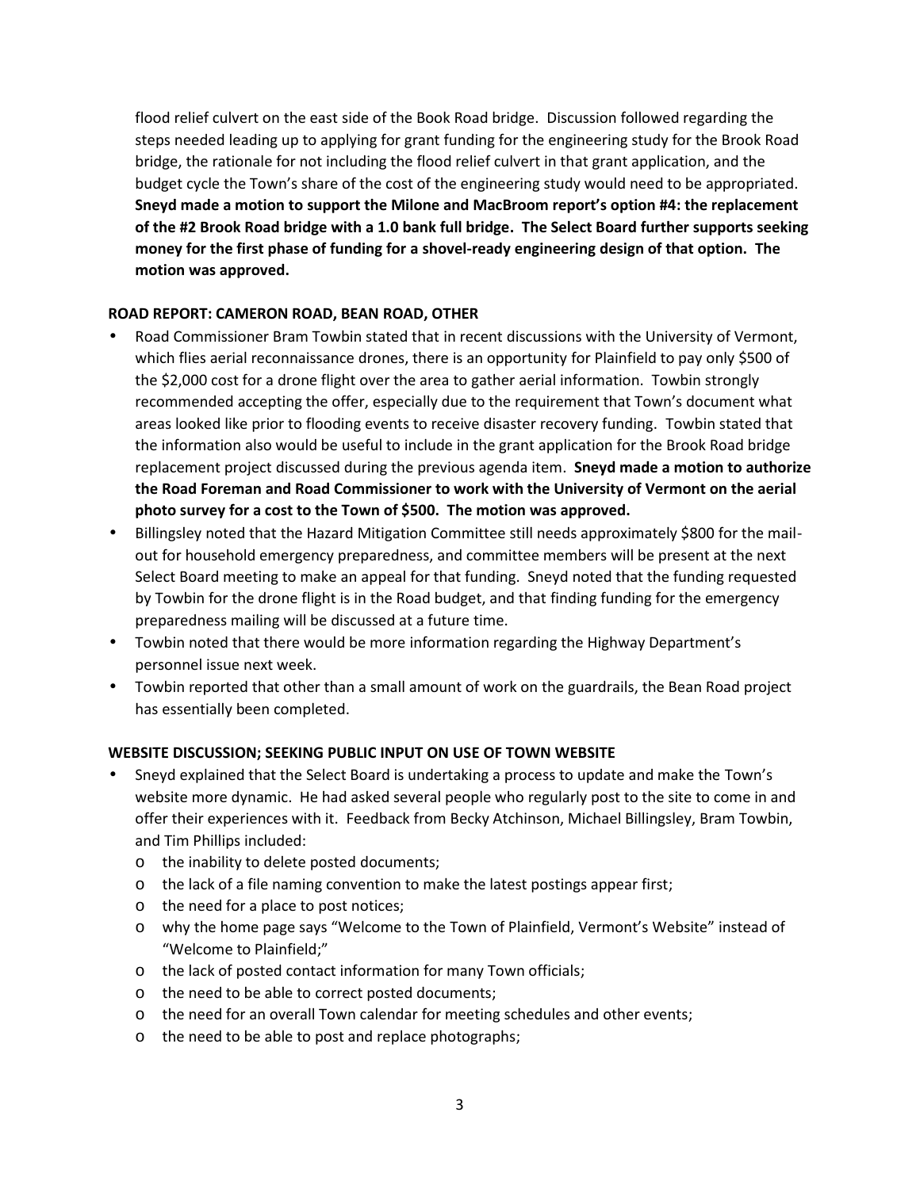flood relief culvert on the east side of the Book Road bridge. Discussion followed regarding the steps needed leading up to applying for grant funding for the engineering study for the Brook Road bridge, the rationale for not including the flood relief culvert in that grant application, and the budget cycle the Town's share of the cost of the engineering study would need to be appropriated. **Sneyd made a motion to support the Milone and MacBroom report's option #4: the replacement of the #2 Brook Road bridge with a 1.0 bank full bridge. The Select Board further supports seeking money for the first phase of funding for a shovel-ready engineering design of that option. The motion was approved.**

### ROAD REPORT: CAMERON ROAD, BEAN ROAD, OTHER

- Road Commissioner Bram Towbin stated that in recent discussions with the University of Vermont, which flies aerial reconnaissance drones, there is an opportunity for Plainfield to pay only $500 of the $2,000 cost for a drone flight over the area to gather aerial information. Towbin strongly recommended accepting the offer, especially due to the requirement that Town's document what areas looked like prior to flooding events to receive disaster recovery funding. Towbin stated that the information also would be useful to include in the grant application for the Brook Road bridge replacement project discussed during the previous agenda item. **Sneyd made a motion to authorize the Road Foreman and Road Commissioner to work with the University of Vermont on the aerial photo survey for a cost to the Town of $500. The motion was approved.**
- Billingsley noted that the Hazard Mitigation Committee still needs approximately $800 for the mail-out for household emergency preparedness, and committee members will be present at the next Select Board meeting to make an appeal for that funding. Sneyd noted that the funding requested by Towbin for the drone flight is in the Road budget, and that finding funding for the emergency preparedness mailing will be discussed at a future time.
- Towbin noted that there would be more information regarding the Highway Department's personnel issue next week.
- Towbin reported that other than a small amount of work on the guardrails, the Bean Road project has essentially been completed.

### WEBSITE DISCUSSION; SEEKING PUBLIC INPUT ON USE OF TOWN WEBSITE

- Sneyd explained that the Select Board is undertaking a process to update and make the Town's website more dynamic. He had asked several people who regularly post to the site to come in and offer their experiences with it. Feedback from Becky Atchinson, Michael Billingsley, Bram Towbin, and Tim Phillips included:
  - the inability to delete posted documents;
  - the lack of a file naming convention to make the latest postings appear first;
  - the need for a place to post notices;
  - why the home page says "Welcome to the Town of Plainfield, Vermont's Website" instead of "Welcome to Plainfield;"
  - the lack of posted contact information for many Town officials;
  - the need to be able to correct posted documents;
  - the need for an overall Town calendar for meeting schedules and other events;
  - the need to be able to post and replace photographs;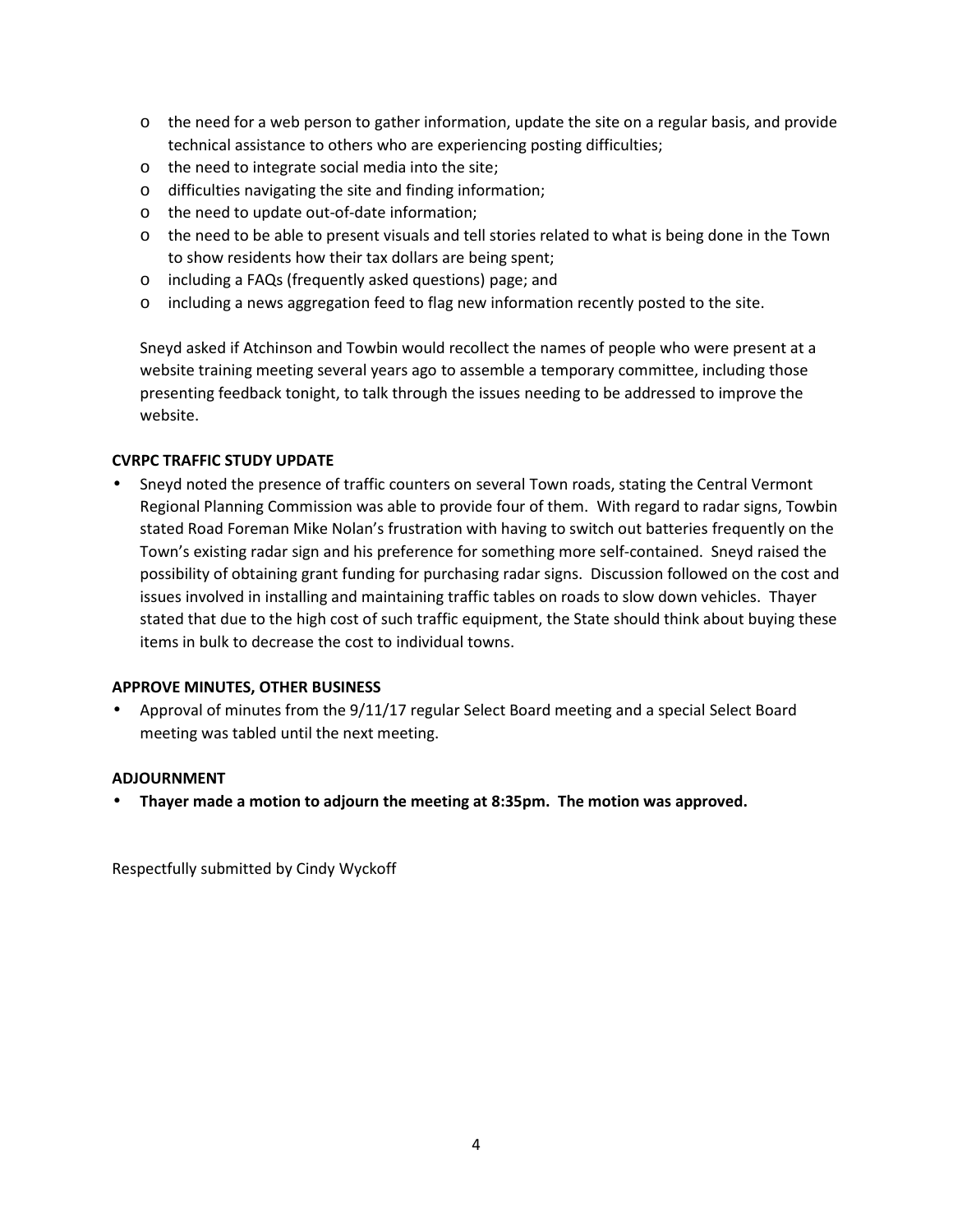- the need for a web person to gather information, update the site on a regular basis, and provide technical assistance to others who are experiencing posting difficulties;
- the need to integrate social media into the site;
- difficulties navigating the site and finding information;
- the need to update out-of-date information;
- the need to be able to present visuals and tell stories related to what is being done in the Town to show residents how their tax dollars are being spent;
- including a FAQs (frequently asked questions) page; and
- including a news aggregation feed to flag new information recently posted to the site.

Sneyd asked if Atchinson and Towbin would recollect the names of people who were present at a website training meeting several years ago to assemble a temporary committee, including those presenting feedback tonight, to talk through the issues needing to be addressed to improve the website.

**CVRPC TRAFFIC STUDY UPDATE**

- Sneyd noted the presence of traffic counters on several Town roads, stating the Central Vermont Regional Planning Commission was able to provide four of them. With regard to radar signs, Towbin stated Road Foreman Mike Nolan's frustration with having to switch out batteries frequently on the Town's existing radar sign and his preference for something more self-contained. Sneyd raised the possibility of obtaining grant funding for purchasing radar signs. Discussion followed on the cost and issues involved in installing and maintaining traffic tables on roads to slow down vehicles. Thayer stated that due to the high cost of such traffic equipment, the State should think about buying these items in bulk to decrease the cost to individual towns.

**APPROVE MINUTES, OTHER BUSINESS**

- Approval of minutes from the 9/11/17 regular Select Board meeting and a special Select Board meeting was tabled until the next meeting.

**ADJOURNMENT**

- **Thayer made a motion to adjourn the meeting at 8:35pm. The motion was approved.**

Respectfully submitted by Cindy Wyckoff